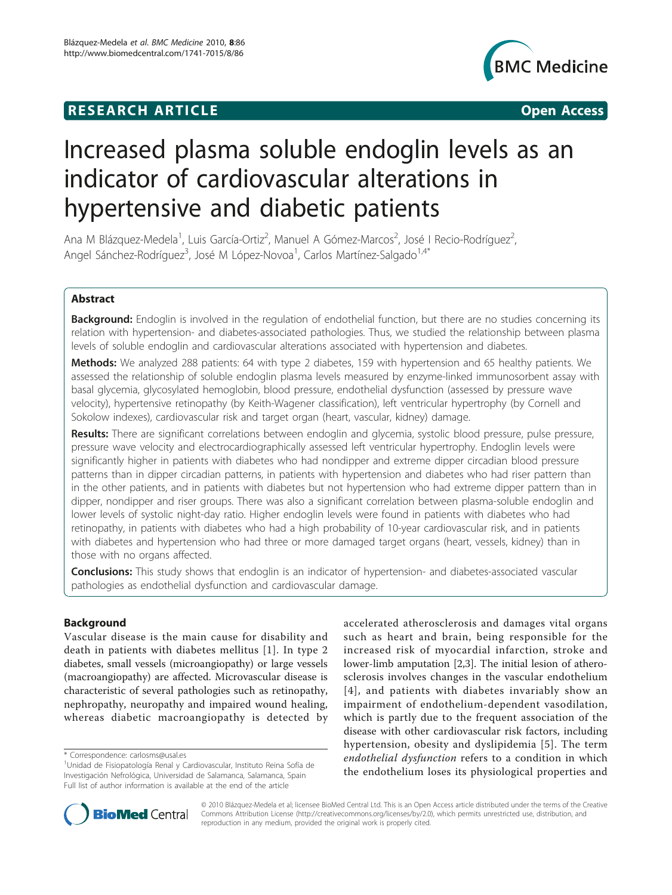# Increased plasma soluble endoglin levels as an indicator of cardiovascular alterations in hypertensive and diabetic patients

Ana M Blázquez-Medela[1], Luis García-Ortiz[2], Manuel A Gómez-Marcos[2], José I Recio-Rodríguez[2], Angel Sánchez-Rodríguez[3], José M López-Novoa[1], Carlos Martínez-Salgado[1,4]*

## Abstract

**Background:** Endoglin is involved in the regulation of endothelial function, but there are no studies concerning its relation with hypertension- and diabetes-associated pathologies. Thus, we studied the relationship between plasma levels of soluble endoglin and cardiovascular alterations associated with hypertension and diabetes.

**Methods:** We analyzed 288 patients: 64 with type 2 diabetes, 159 with hypertension and 65 healthy patients. We assessed the relationship of soluble endoglin plasma levels measured by enzyme-linked immunosorbent assay with basal glycemia, glycosylated hemoglobin, blood pressure, endothelial dysfunction (assessed by pressure wave velocity), hypertensive retinopathy (by Keith-Wagener classification), left ventricular hypertrophy (by Cornell and Sokolow indexes), cardiovascular risk and target organ (heart, vascular, kidney) damage.

**Results:** There are significant correlations between endoglin and glycemia, systolic blood pressure, pulse pressure, pressure wave velocity and electrocardiographically assessed left ventricular hypertrophy. Endoglin levels were significantly higher in patients with diabetes who had nondipper and extreme dipper circadian blood pressure patterns than in dipper circadian patterns, in patients with hypertension and diabetes who had riser pattern than in the other patients, and in patients with diabetes but not hypertension who had extreme dipper pattern than in dipper, nondipper and riser groups. There was also a significant correlation between plasma-soluble endoglin and lower levels of systolic night-day ratio. Higher endoglin levels were found in patients with diabetes who had retinopathy, in patients with diabetes who had a high probability of 10-year cardiovascular risk, and in patients with diabetes and hypertension who had three or more damaged target organs (heart, vessels, kidney) than in those with no organs affected.

**Conclusions:** This study shows that endoglin is an indicator of hypertension- and diabetes-associated vascular pathologies as endothelial dysfunction and cardiovascular damage.

## Background

Vascular disease is the main cause for disability and death in patients with diabetes mellitus [1]. In type 2 diabetes, small vessels (microangiopathy) or large vessels (macroangiopathy) are affected. Microvascular disease is characteristic of several pathologies such as retinopathy, nephropathy, neuropathy and impaired wound healing, whereas diabetic macroangiopathy is detected by accelerated atherosclerosis and damages vital organs such as heart and brain, being responsible for the increased risk of myocardial infarction, stroke and lower-limb amputation [2,3]. The initial lesion of atherosclerosis involves changes in the vascular endothelium [4], and patients with diabetes invariably show an impairment of endothelium-dependent vasodilation, which is partly due to the frequent association of the disease with other cardiovascular risk factors, including hypertension, obesity and dyslipidemia [5]. The term *endothelial dysfunction* refers to a condition in which the endothelium loses its physiological properties and

\* Correspondence: carlosms@usal.es
[1]Unidad de Fisiopatología Renal y Cardiovascular, Instituto Reina Sofía de Investigación Nefrológica, Universidad de Salamanca, Salamanca, Spain
Full list of author information is available at the end of the article

© 2010 Blázquez-Medela et al; licensee BioMed Central Ltd. This is an Open Access article distributed under the terms of the Creative Commons Attribution License (http://creativecommons.org/licenses/by/2.0), which permits unrestricted use, distribution, and reproduction in any medium, provided the original work is properly cited.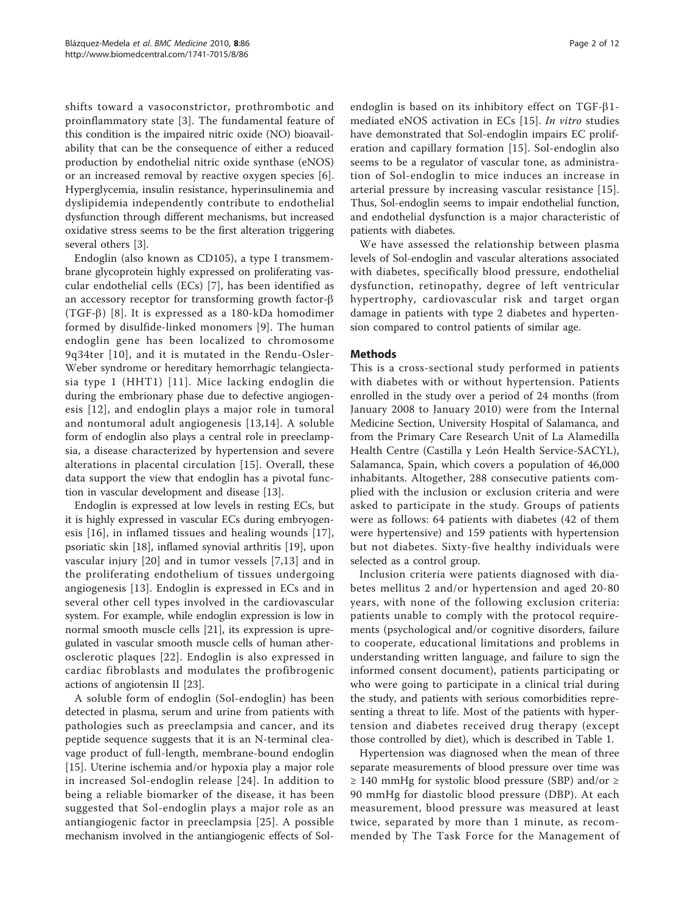shifts toward a vasoconstrictor, prothrombotic and proinflammatory state [3]. The fundamental feature of this condition is the impaired nitric oxide (NO) bioavailability that can be the consequence of either a reduced production by endothelial nitric oxide synthase (eNOS) or an increased removal by reactive oxygen species [6]. Hyperglycemia, insulin resistance, hyperinsulinemia and dyslipidemia independently contribute to endothelial dysfunction through different mechanisms, but increased oxidative stress seems to be the first alteration triggering several others [3].

Endoglin (also known as CD105), a type I transmembrane glycoprotein highly expressed on proliferating vascular endothelial cells (ECs) [7], has been identified as an accessory receptor for transforming growth factor-β (TGF-β) [8]. It is expressed as a 180-kDa homodimer formed by disulfide-linked monomers [9]. The human endoglin gene has been localized to chromosome 9q34ter [10], and it is mutated in the Rendu-Osler-Weber syndrome or hereditary hemorrhagic telangiectasia type 1 (HHT1) [11]. Mice lacking endoglin die during the embrionary phase due to defective angiogenesis [12], and endoglin plays a major role in tumoral and nontumoral adult angiogenesis [13,14]. A soluble form of endoglin also plays a central role in preeclampsia, a disease characterized by hypertension and severe alterations in placental circulation [15]. Overall, these data support the view that endoglin has a pivotal function in vascular development and disease [13].

Endoglin is expressed at low levels in resting ECs, but it is highly expressed in vascular ECs during embryogenesis [16], in inflamed tissues and healing wounds [17], psoriatic skin [18], inflamed synovial arthritis [19], upon vascular injury [20] and in tumor vessels [7,13] and in the proliferating endothelium of tissues undergoing angiogenesis [13]. Endoglin is expressed in ECs and in several other cell types involved in the cardiovascular system. For example, while endoglin expression is low in normal smooth muscle cells [21], its expression is upregulated in vascular smooth muscle cells of human atherosclerotic plaques [22]. Endoglin is also expressed in cardiac fibroblasts and modulates the profibrogenic actions of angiotensin II [23].

A soluble form of endoglin (Sol-endoglin) has been detected in plasma, serum and urine from patients with pathologies such as preeclampsia and cancer, and its peptide sequence suggests that it is an N-terminal cleavage product of full-length, membrane-bound endoglin [15]. Uterine ischemia and/or hypoxia play a major role in increased Sol-endoglin release [24]. In addition to being a reliable biomarker of the disease, it has been suggested that Sol-endoglin plays a major role as an antiangiogenic factor in preeclampsia [25]. A possible mechanism involved in the antiangiogenic effects of Sol-endoglin is based on its inhibitory effect on TGF-β1-mediated eNOS activation in ECs [15]. *In vitro* studies have demonstrated that Sol-endoglin impairs EC proliferation and capillary formation [15]. Sol-endoglin also seems to be a regulator of vascular tone, as administration of Sol-endoglin to mice induces an increase in arterial pressure by increasing vascular resistance [15]. Thus, Sol-endoglin seems to impair endothelial function, and endothelial dysfunction is a major characteristic of patients with diabetes.

We have assessed the relationship between plasma levels of Sol-endoglin and vascular alterations associated with diabetes, specifically blood pressure, endothelial dysfunction, retinopathy, degree of left ventricular hypertrophy, cardiovascular risk and target organ damage in patients with type 2 diabetes and hypertension compared to control patients of similar age.

## Methods

This is a cross-sectional study performed in patients with diabetes with or without hypertension. Patients enrolled in the study over a period of 24 months (from January 2008 to January 2010) were from the Internal Medicine Section, University Hospital of Salamanca, and from the Primary Care Research Unit of La Alamedilla Health Centre (Castilla y León Health Service-SACYL), Salamanca, Spain, which covers a population of 46,000 inhabitants. Altogether, 288 consecutive patients complied with the inclusion or exclusion criteria and were asked to participate in the study. Groups of patients were as follows: 64 patients with diabetes (42 of them were hypertensive) and 159 patients with hypertension but not diabetes. Sixty-five healthy individuals were selected as a control group.

Inclusion criteria were patients diagnosed with diabetes mellitus 2 and/or hypertension and aged 20-80 years, with none of the following exclusion criteria: patients unable to comply with the protocol requirements (psychological and/or cognitive disorders, failure to cooperate, educational limitations and problems in understanding written language, and failure to sign the informed consent document), patients participating or who were going to participate in a clinical trial during the study, and patients with serious comorbidities representing a threat to life. Most of the patients with hypertension and diabetes received drug therapy (except those controlled by diet), which is described in Table 1.

Hypertension was diagnosed when the mean of three separate measurements of blood pressure over time was ≥ 140 mmHg for systolic blood pressure (SBP) and/or ≥ 90 mmHg for diastolic blood pressure (DBP). At each measurement, blood pressure was measured at least twice, separated by more than 1 minute, as recommended by The Task Force for the Management of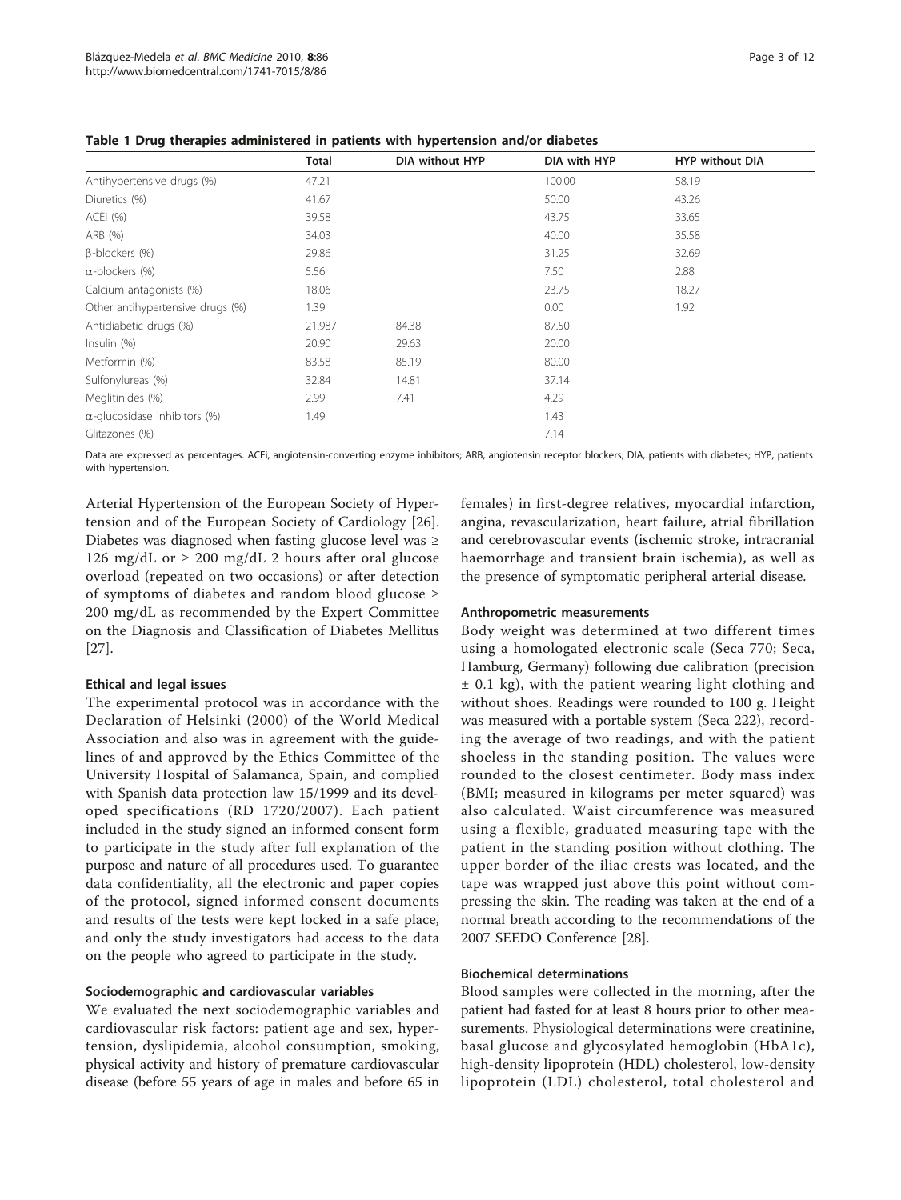**Table 1 Drug therapies administered in patients with hypertension and/or diabetes**

| | Total | DIA without HYP | DIA with HYP | HYP without DIA |
|---|---|---|---|---|
| Antihypertensive drugs (%) | 47.21 | | 100.00 | 58.19 |
| Diuretics (%) | 41.67 | | 50.00 | 43.26 |
| ACEi (%) | 39.58 | | 43.75 | 33.65 |
| ARB (%) | 34.03 | | 40.00 | 35.58 |
| β-blockers (%) | 29.86 | | 31.25 | 32.69 |
| α-blockers (%) | 5.56 | | 7.50 | 2.88 |
| Calcium antagonists (%) | 18.06 | | 23.75 | 18.27 |
| Other antihypertensive drugs (%) | 1.39 | | 0.00 | 1.92 |
| Antidiabetic drugs (%) | 21.987 | 84.38 | 87.50 | |
| Insulin (%) | 20.90 | 29.63 | 20.00 | |
| Metformin (%) | 83.58 | 85.19 | 80.00 | |
| Sulfonylureas (%) | 32.84 | 14.81 | 37.14 | |
| Meglitinides (%) | 2.99 | 7.41 | 4.29 | |
| α-glucosidase inhibitors (%) | 1.49 | | 1.43 | |
| Glitazones (%) | | | 7.14 | |

Data are expressed as percentages. ACEi, angiotensin-converting enzyme inhibitors; ARB, angiotensin receptor blockers; DIA, patients with diabetes; HYP, patients with hypertension.

Arterial Hypertension of the European Society of Hypertension and of the European Society of Cardiology [26]. Diabetes was diagnosed when fasting glucose level was ≥ 126 mg/dL or ≥ 200 mg/dL 2 hours after oral glucose overload (repeated on two occasions) or after detection of symptoms of diabetes and random blood glucose ≥ 200 mg/dL as recommended by the Expert Committee on the Diagnosis and Classification of Diabetes Mellitus [27].

### Ethical and legal issues

The experimental protocol was in accordance with the Declaration of Helsinki (2000) of the World Medical Association and also was in agreement with the guidelines of and approved by the Ethics Committee of the University Hospital of Salamanca, Spain, and complied with Spanish data protection law 15/1999 and its developed specifications (RD 1720/2007). Each patient included in the study signed an informed consent form to participate in the study after full explanation of the purpose and nature of all procedures used. To guarantee data confidentiality, all the electronic and paper copies of the protocol, signed informed consent documents and results of the tests were kept locked in a safe place, and only the study investigators had access to the data on the people who agreed to participate in the study.

### Sociodemographic and cardiovascular variables

We evaluated the next sociodemographic variables and cardiovascular risk factors: patient age and sex, hypertension, dyslipidemia, alcohol consumption, smoking, physical activity and history of premature cardiovascular disease (before 55 years of age in males and before 65 in females) in first-degree relatives, myocardial infarction, angina, revascularization, heart failure, atrial fibrillation and cerebrovascular events (ischemic stroke, intracranial haemorrhage and transient brain ischemia), as well as the presence of symptomatic peripheral arterial disease.

### Anthropometric measurements

Body weight was determined at two different times using a homologated electronic scale (Seca 770; Seca, Hamburg, Germany) following due calibration (precision ± 0.1 kg), with the patient wearing light clothing and without shoes. Readings were rounded to 100 g. Height was measured with a portable system (Seca 222), recording the average of two readings, and with the patient shoeless in the standing position. The values were rounded to the closest centimeter. Body mass index (BMI; measured in kilograms per meter squared) was also calculated. Waist circumference was measured using a flexible, graduated measuring tape with the patient in the standing position without clothing. The upper border of the iliac crests was located, and the tape was wrapped just above this point without compressing the skin. The reading was taken at the end of a normal breath according to the recommendations of the 2007 SEEDO Conference [28].

### Biochemical determinations

Blood samples were collected in the morning, after the patient had fasted for at least 8 hours prior to other measurements. Physiological determinations were creatinine, basal glucose and glycosylated hemoglobin (HbA1c), high-density lipoprotein (HDL) cholesterol, low-density lipoprotein (LDL) cholesterol, total cholesterol and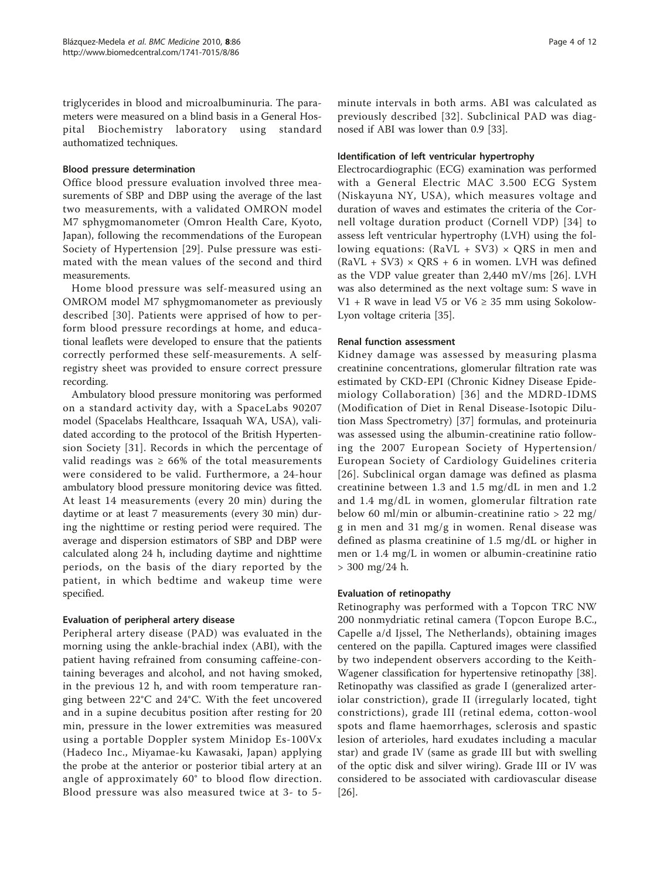triglycerides in blood and microalbuminuria. The parameters were measured on a blind basis in a General Hospital Biochemistry laboratory using standard authomatized techniques.

#### Blood pressure determination

Office blood pressure evaluation involved three measurements of SBP and DBP using the average of the last two measurements, with a validated OMRON model M7 sphygmomanometer (Omron Health Care, Kyoto, Japan), following the recommendations of the European Society of Hypertension [29]. Pulse pressure was estimated with the mean values of the second and third measurements.

Home blood pressure was self-measured using an OMROM model M7 sphygmomanometer as previously described [30]. Patients were apprised of how to perform blood pressure recordings at home, and educational leaflets were developed to ensure that the patients correctly performed these self-measurements. A self-registry sheet was provided to ensure correct pressure recording.

Ambulatory blood pressure monitoring was performed on a standard activity day, with a SpaceLabs 90207 model (Spacelabs Healthcare, Issaquah WA, USA), validated according to the protocol of the British Hypertension Society [31]. Records in which the percentage of valid readings was ≥ 66% of the total measurements were considered to be valid. Furthermore, a 24-hour ambulatory blood pressure monitoring device was fitted. At least 14 measurements (every 20 min) during the daytime or at least 7 measurements (every 30 min) during the nighttime or resting period were required. The average and dispersion estimators of SBP and DBP were calculated along 24 h, including daytime and nighttime periods, on the basis of the diary reported by the patient, in which bedtime and wakeup time were specified.

#### Evaluation of peripheral artery disease

Peripheral artery disease (PAD) was evaluated in the morning using the ankle-brachial index (ABI), with the patient having refrained from consuming caffeine-containing beverages and alcohol, and not having smoked, in the previous 12 h, and with room temperature ranging between 22°C and 24°C. With the feet uncovered and in a supine decubitus position after resting for 20 min, pressure in the lower extremities was measured using a portable Doppler system Minidop Es-100Vx (Hadeco Inc., Miyamae-ku Kawasaki, Japan) applying the probe at the anterior or posterior tibial artery at an angle of approximately 60° to blood flow direction. Blood pressure was also measured twice at 3- to 5-minute intervals in both arms. ABI was calculated as previously described [32]. Subclinical PAD was diagnosed if ABI was lower than 0.9 [33].

#### Identification of left ventricular hypertrophy

Electrocardiographic (ECG) examination was performed with a General Electric MAC 3.500 ECG System (Niskayuna NY, USA), which measures voltage and duration of waves and estimates the criteria of the Cornell voltage duration product (Cornell VDP) [34] to assess left ventricular hypertrophy (LVH) using the following equations: (RaVL + SV3) × QRS in men and (RaVL + SV3) × QRS + 6 in women. LVH was defined as the VDP value greater than 2,440 mV/ms [26]. LVH was also determined as the next voltage sum: S wave in V1 + R wave in lead V5 or V6 ≥ 35 mm using Sokolow-Lyon voltage criteria [35].

#### Renal function assessment

Kidney damage was assessed by measuring plasma creatinine concentrations, glomerular filtration rate was estimated by CKD-EPI (Chronic Kidney Disease Epidemiology Collaboration) [36] and the MDRD-IDMS (Modification of Diet in Renal Disease-Isotopic Dilution Mass Spectrometry) [37] formulas, and proteinuria was assessed using the albumin-creatinine ratio following the 2007 European Society of Hypertension/ European Society of Cardiology Guidelines criteria [26]. Subclinical organ damage was defined as plasma creatinine between 1.3 and 1.5 mg/dL in men and 1.2 and 1.4 mg/dL in women, glomerular filtration rate below 60 ml/min or albumin-creatinine ratio > 22 mg/g in men and 31 mg/g in women. Renal disease was defined as plasma creatinine of 1.5 mg/dL or higher in men or 1.4 mg/L in women or albumin-creatinine ratio > 300 mg/24 h.

#### Evaluation of retinopathy

Retinography was performed with a Topcon TRC NW 200 nonmydriatic retinal camera (Topcon Europe B.C., Capelle a/d Ijssel, The Netherlands), obtaining images centered on the papilla. Captured images were classified by two independent observers according to the Keith-Wagener classification for hypertensive retinopathy [38]. Retinopathy was classified as grade I (generalized arteriolar constriction), grade II (irregularly located, tight constrictions), grade III (retinal edema, cotton-wool spots and flame haemorrhages, sclerosis and spastic lesion of arterioles, hard exudates including a macular star) and grade IV (same as grade III but with swelling of the optic disk and silver wiring). Grade III or IV was considered to be associated with cardiovascular disease [26].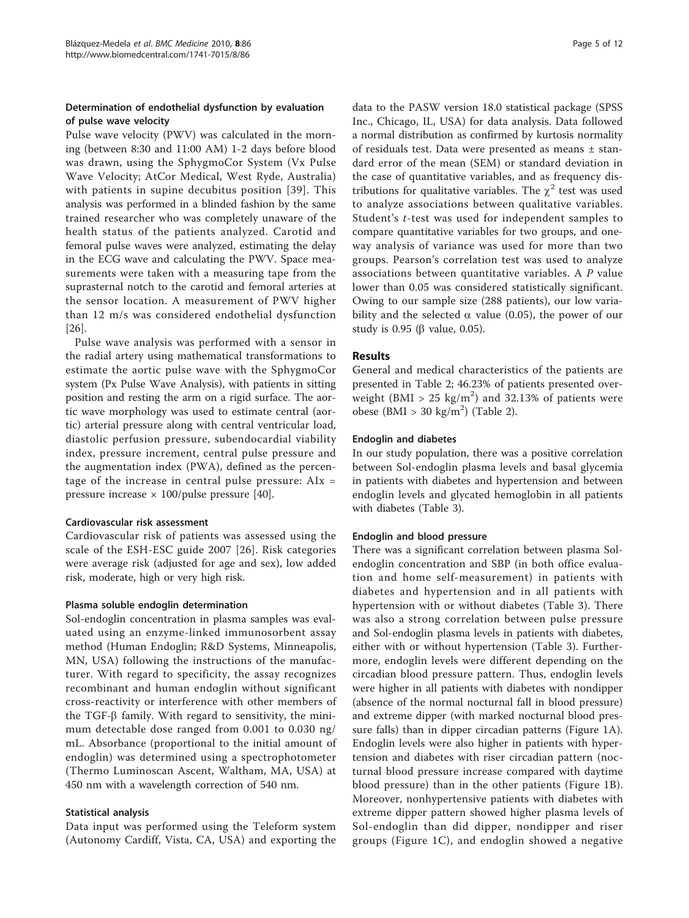### Determination of endothelial dysfunction by evaluation of pulse wave velocity

Pulse wave velocity (PWV) was calculated in the morning (between 8:30 and 11:00 AM) 1-2 days before blood was drawn, using the SphygmoCor System (Vx Pulse Wave Velocity; AtCor Medical, West Ryde, Australia) with patients in supine decubitus position [39]. This analysis was performed in a blinded fashion by the same trained researcher who was completely unaware of the health status of the patients analyzed. Carotid and femoral pulse waves were analyzed, estimating the delay in the ECG wave and calculating the PWV. Space measurements were taken with a measuring tape from the suprasternal notch to the carotid and femoral arteries at the sensor location. A measurement of PWV higher than 12 m/s was considered endothelial dysfunction [26].

Pulse wave analysis was performed with a sensor in the radial artery using mathematical transformations to estimate the aortic pulse wave with the SphygmoCor system (Px Pulse Wave Analysis), with patients in sitting position and resting the arm on a rigid surface. The aortic wave morphology was used to estimate central (aortic) arterial pressure along with central ventricular load, diastolic perfusion pressure, subendocardial viability index, pressure increment, central pulse pressure and the augmentation index (PWA), defined as the percentage of the increase in central pulse pressure: AIx = pressure increase × 100/pulse pressure [40].

### Cardiovascular risk assessment

Cardiovascular risk of patients was assessed using the scale of the ESH-ESC guide 2007 [26]. Risk categories were average risk (adjusted for age and sex), low added risk, moderate, high or very high risk.

### Plasma soluble endoglin determination

Sol-endoglin concentration in plasma samples was evaluated using an enzyme-linked immunosorbent assay method (Human Endoglin; R&D Systems, Minneapolis, MN, USA) following the instructions of the manufacturer. With regard to specificity, the assay recognizes recombinant and human endoglin without significant cross-reactivity or interference with other members of the TGF-β family. With regard to sensitivity, the minimum detectable dose ranged from 0.001 to 0.030 ng/mL. Absorbance (proportional to the initial amount of endoglin) was determined using a spectrophotometer (Thermo Luminoscan Ascent, Waltham, MA, USA) at 450 nm with a wavelength correction of 540 nm.

### Statistical analysis

Data input was performed using the Teleform system (Autonomy Cardiff, Vista, CA, USA) and exporting the data to the PASW version 18.0 statistical package (SPSS Inc., Chicago, IL, USA) for data analysis. Data followed a normal distribution as confirmed by kurtosis normality of residuals test. Data were presented as means ± standard error of the mean (SEM) or standard deviation in the case of quantitative variables, and as frequency distributions for qualitative variables. The $\chi^2$ test was used to analyze associations between qualitative variables. Student's *t*-test was used for independent samples to compare quantitative variables for two groups, and one-way analysis of variance was used for more than two groups. Pearson's correlation test was used to analyze associations between quantitative variables. A *P* value lower than 0.05 was considered statistically significant. Owing to our sample size (288 patients), our low variability and the selected α value (0.05), the power of our study is 0.95 (β value, 0.05).

## Results

General and medical characteristics of the patients are presented in Table 2; 46.23% of patients presented overweight (BMI > 25 kg/m$^2$) and 32.13% of patients were obese (BMI > 30 kg/m$^2$) (Table 2).

### Endoglin and diabetes

In our study population, there was a positive correlation between Sol-endoglin plasma levels and basal glycemia in patients with diabetes and hypertension and between endoglin levels and glycated hemoglobin in all patients with diabetes (Table 3).

### Endoglin and blood pressure

There was a significant correlation between plasma Sol-endoglin concentration and SBP (in both office evaluation and home self-measurement) in patients with diabetes and hypertension and in all patients with hypertension with or without diabetes (Table 3). There was also a strong correlation between pulse pressure and Sol-endoglin plasma levels in patients with diabetes, either with or without hypertension (Table 3). Furthermore, endoglin levels were different depending on the circadian blood pressure pattern. Thus, endoglin levels were higher in all patients with diabetes with nondipper (absence of the normal nocturnal fall in blood pressure) and extreme dipper (with marked nocturnal blood pressure falls) than in dipper circadian patterns (Figure 1A). Endoglin levels were also higher in patients with hypertension and diabetes with riser circadian pattern (nocturnal blood pressure increase compared with daytime blood pressure) than in the other patients (Figure 1B). Moreover, nonhypertensive patients with diabetes with extreme dipper pattern showed higher plasma levels of Sol-endoglin than did dipper, nondipper and riser groups (Figure 1C), and endoglin showed a negative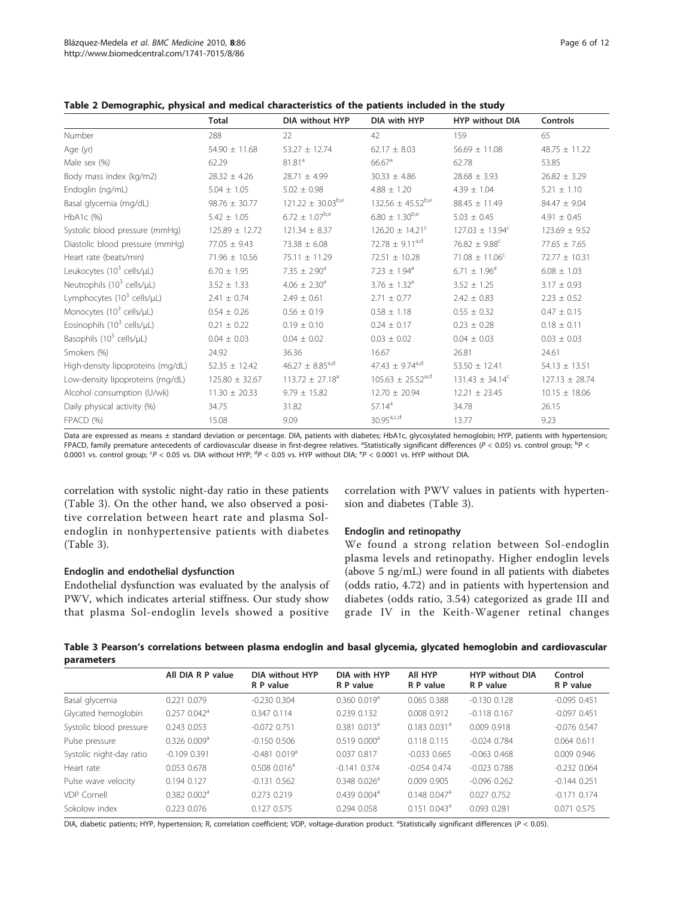**Table 2 Demographic, physical and medical characteristics of the patients included in the study**

| | Total | DIA without HYP | DIA with HYP | HYP without DIA | Controls |
|---|---|---|---|---|---|
| Number | 288 | 22 | 42 | 159 | 65 |
| Age (yr) | 54.90 ± 11.68 | 53.27 ± 12.74 | 62.17 ± 8.03 | 56.69 ± 11.08 | 48.75 ± 11.22 |
| Male sex (%) | 62.29 | 81.81[a] | 66.67[a] | 62.78 | 53.85 |
| Body mass index (kg/m2) | 28.32 ± 4.26 | 28.71 ± 4.99 | 30.33 ± 4.86 | 28.68 ± 3.93 | 26.82 ± 3.29 |
| Endoglin (ng/mL) | 5.04 ± 1.05 | 5.02 ± 0.98 | 4.88 ± 1.20 | 4.39 ± 1.04 | 5.21 ± 1.10 |
| Basal glycemia (mg/dL) | 98.76 ± 30.77 | 121.22 ± 30.03[b,e] | 132.56 ± 45.52[b,e] | 88.45 ± 11.49 | 84.47 ± 9.04 |
| HbA1c (%) | 5.42 ± 1.05 | 6.72 ± 1.07[b,e] | 6.80 ± 1.30[b,e] | 5.03 ± 0.45 | 4.91 ± 0.45 |
| Systolic blood pressure (mmHg) | 125.89 ± 12.72 | 121.34 ± 8.37 | 126.20 ± 14.21[c] | 127.03 ± 13.94[c] | 123.69 ± 9.52 |
| Diastolic blood pressure (mmHg) | 77.05 ± 9.43 | 73.38 ± 6.08 | 72.78 ± 9.11[a,d] | 76.82 ± 9.88[c] | 77.65 ± 7.65 |
| Heart rate (beats/min) | 71.96 ± 10.56 | 75.11 ± 11.29 | 72.51 ± 10.28 | 71.08 ± 11.06[c] | 72.77 ± 10.31 |
| Leukocytes ($10^3$ cells/μL) | 6.70 ± 1.95 | 7.35 ± 2.90[a] | 7.23 ± 1.94[a] | 6.71 ± 1.96[a] | 6.08 ± 1.03 |
| Neutrophils ($10^3$ cells/μL) | 3.52 ± 1.33 | 4.06 ± 2.30[a] | 3.76 ± 1.32[a] | 3.52 ± 1.25 | 3.17 ± 0.93 |
| Lymphocytes ($10^3$ cells/μL) | 2.41 ± 0.74 | 2.49 ± 0.61 | 2.71 ± 0.77 | 2.42 ± 0.83 | 2.23 ± 0.52 |
| Monocytes ($10^3$ cells/μL) | 0.54 ± 0.26 | 0.56 ± 0.19 | 0.58 ± 1.18 | 0.55 ± 0.32 | 0.47 ± 0.15 |
| Eosinophils ($10^3$ cells/μL) | 0.21 ± 0.22 | 0.19 ± 0.10 | 0.24 ± 0.17 | 0.23 ± 0.28 | 0.18 ± 0.11 |
| Basophils ($10^3$ cells/μL) | 0.04 ± 0.03 | 0.04 ± 0.02 | 0.03 ± 0.02 | 0.04 ± 0.03 | 0.03 ± 0.03 |
| Smokers (%) | 24.92 | 36.36 | 16.67 | 26.81 | 24.61 |
| High-density lipoproteins (mg/dL) | 52.35 ± 12.42 | 46.27 ± 8.85[a,d] | 47.43 ± 9.74[a,d] | 53.50 ± 12.41 | 54.13 ± 13.51 |
| Low-density lipoproteins (mg/dL) | 125.80 ± 32.67 | 113.72 ± 27.18[a] | 105.63 ± 25.52[a,d] | 131.43 ± 34.14[c] | 127.13 ± 28.74 |
| Alcohol consumption (U/wk) | 11.30 ± 20.33 | 9.79 ± 15.82 | 12.70 ± 20.94 | 12.21 ± 23.45 | 10.15 ± 18.06 |
| Daily physical activity (%) | 34.75 | 31.82 | 57.14[a] | 34.78 | 26.15 |
| FPACD (%) | 15.08 | 9.09 | 30.95[a,c,d] | 13.77 | 9.23 |

Data are expressed as means ± standard deviation or percentage. DIA, patients with diabetes; HbA1c, glycosylated hemoglobin; HYP, patients with hypertension; FPACD, family premature antecedents of cardiovascular disease in first-degree relatives. [a]Statistically significant differences ($P < 0.05$) vs. control group; [b]$P < 0.0001$ vs. control group; [c]$P < 0.05$ vs. DIA without HYP; [d]$P < 0.05$ vs. HYP without DIA; [e]$P < 0.0001$ vs. HYP without DIA.

correlation with systolic night-day ratio in these patients (Table 3). On the other hand, we also observed a positive correlation between heart rate and plasma Sol-endoglin in nonhypertensive patients with diabetes (Table 3).

### Endoglin and endothelial dysfunction

Endothelial dysfunction was evaluated by the analysis of PWV, which indicates arterial stiffness. Our study show that plasma Sol-endoglin levels showed a positive correlation with PWV values in patients with hypertension and diabetes (Table 3).

### Endoglin and retinopathy

We found a strong relation between Sol-endoglin plasma levels and retinopathy. Higher endoglin levels (above 5 ng/mL) were found in all patients with diabetes (odds ratio, 4.72) and in patients with hypertension and diabetes (odds ratio, 3.54) categorized as grade III and grade IV in the Keith-Wagener retinal changes

**Table 3 Pearson's correlations between plasma endoglin and basal glycemia, glycated hemoglobin and cardiovascular parameters**

| | All DIA R P value | DIA without HYP R P value | DIA with HYP R P value | All HYP R P value | HYP without DIA R P value | Control R P value |
|---|---|---|---|---|---|---|
| Basal glycemia | 0.221 0.079 | -0.230 0.304 | 0.360 0.019[a] | 0.065 0.388 | -0.130 0.128 | -0.095 0.451 |
| Glycated hemoglobin | 0.257 0.042[a] | 0.347 0.114 | 0.239 0.132 | 0.008 0.912 | -0.118 0.167 | -0.097 0.451 |
| Systolic blood pressure | 0.243 0.053 | -0.072 0.751 | 0.381 0.013[a] | 0.183 0.031[a] | 0.009 0.918 | -0.076 0.547 |
| Pulse pressure | 0.326 0.009[a] | -0.150 0.506 | 0.519 0.000[a] | 0.118 0.115 | -0.024 0.784 | 0.064 0.611 |
| Systolic night-day ratio | -0.109 0.391 | -0.481 0.019[a] | 0.037 0.817 | -0.033 0.665 | -0.063 0.468 | 0.009 0.946 |
| Heart rate | 0.053 0.678 | 0.508 0.016[a] | -0.141 0.374 | -0.054 0.474 | -0.023 0.788 | -0.232 0.064 |
| Pulse wave velocity | 0.194 0.127 | -0.131 0.562 | 0.348 0.026[a] | 0.009 0.905 | -0.096 0.262 | -0.144 0.251 |
| VDP Cornell | 0.382 0.002[a] | 0.273 0.219 | 0.439 0.004[a] | 0.148 0.047[a] | 0.027 0.752 | -0.171 0.174 |
| Sokolow index | 0.223 0.076 | 0.127 0.575 | 0.294 0.058 | 0.151 0.043[a] | 0.093 0.281 | 0.071 0.575 |

DIA, diabetic patients; HYP, hypertension; R, correlation coefficient; VDP, voltage-duration product. [a]Statistically significant differences ($P < 0.05$).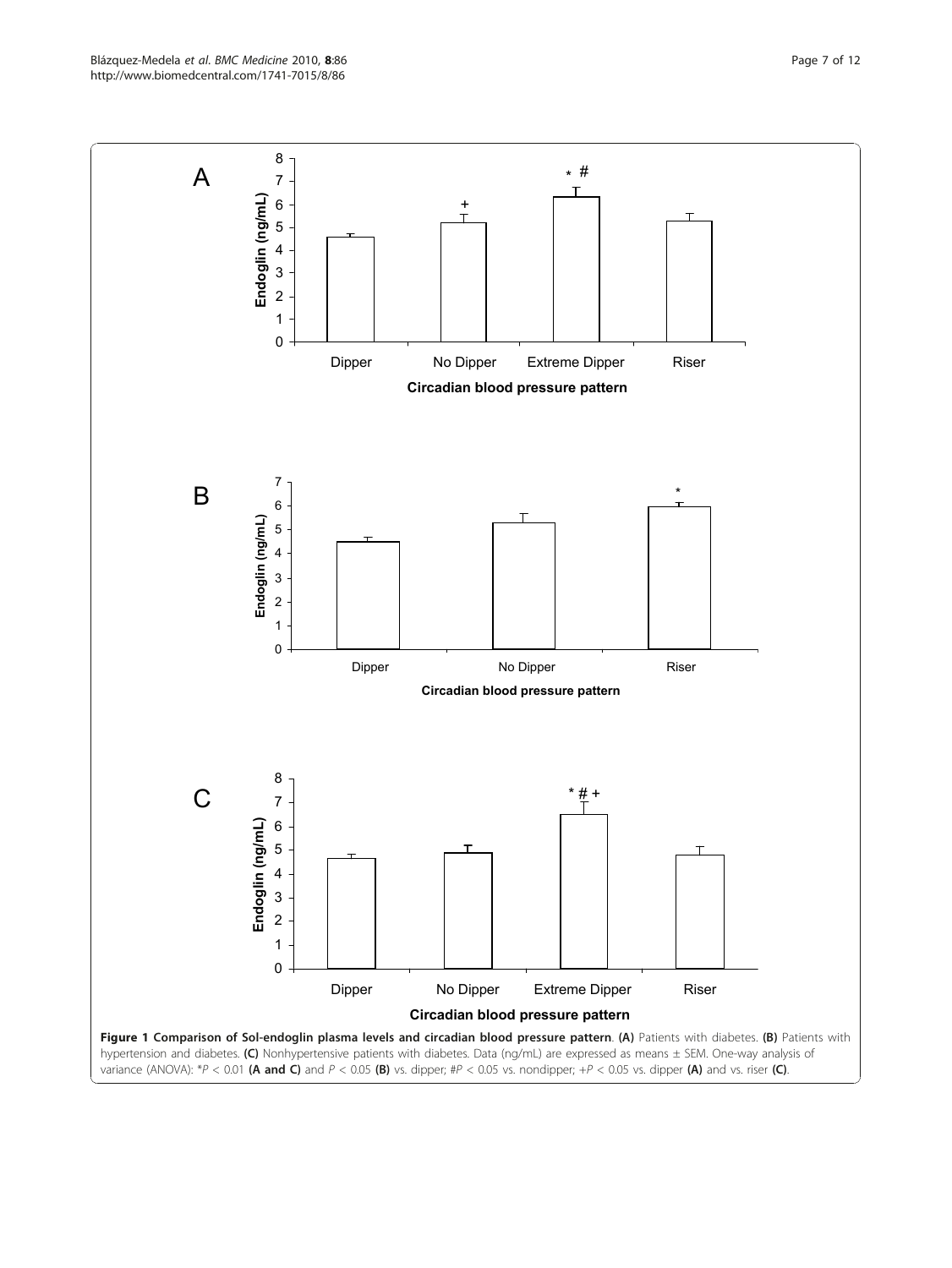**Figure 1 Comparison of Sol-endoglin plasma levels and circadian blood pressure pattern**. **(A)** Patients with diabetes. **(B)** Patients with hypertension and diabetes. **(C)** Nonhypertensive patients with diabetes. Data (ng/mL) are expressed as means ± SEM. One-way analysis of variance (ANOVA): *$P < 0.01$ **(A and C)** and $P < 0.05$ **(B)** vs. dipper; #$P < 0.05$ vs. nondipper; +$P < 0.05$ vs. dipper **(A)** and vs. riser **(C)**.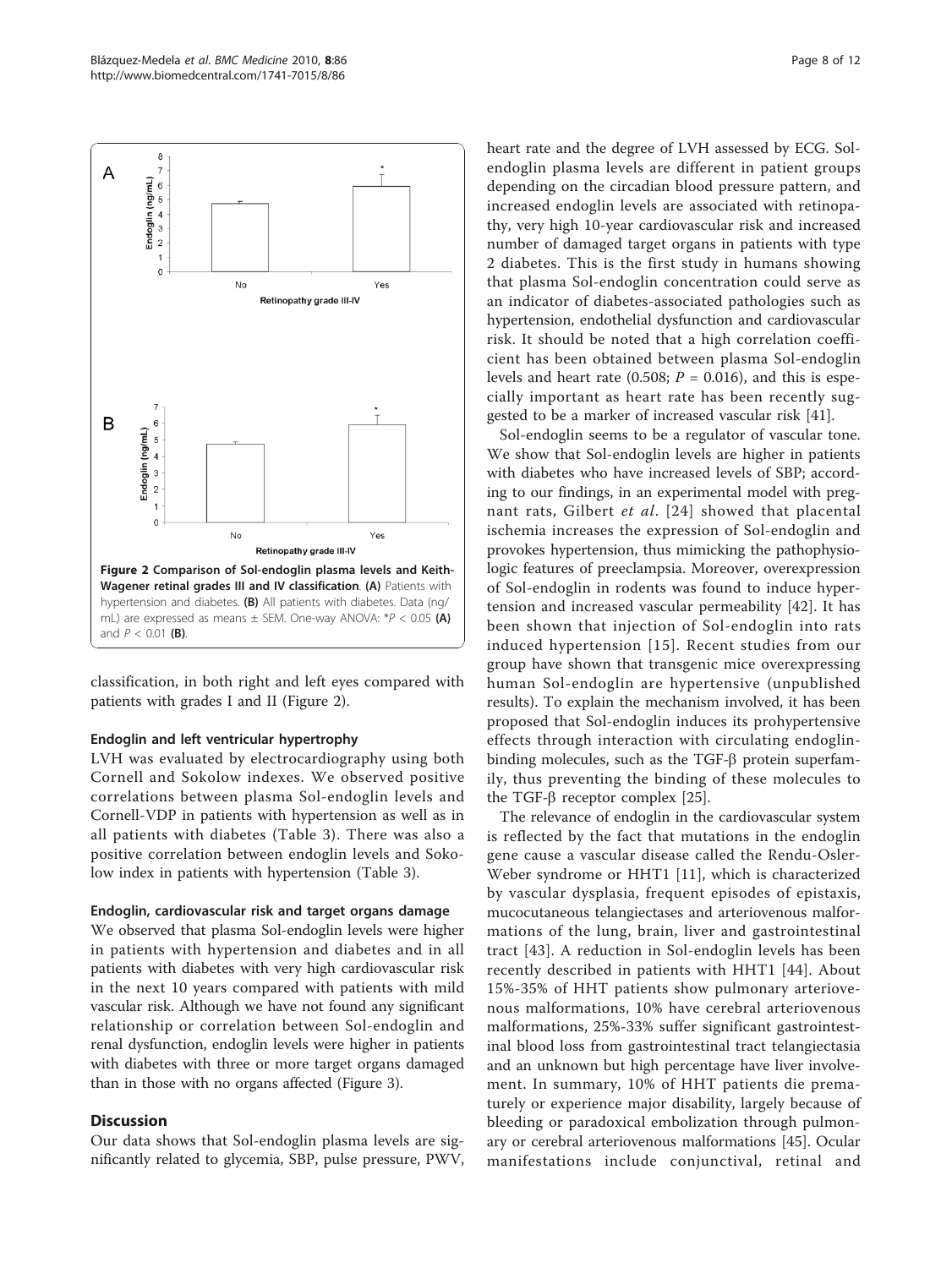Figure 2 Comparison of Sol-endoglin plasma levels and Keith-Wagener retinal grades III and IV classification. (A) Patients with hypertension and diabetes. (B) All patients with diabetes. Data (ng/mL) are expressed as means ± SEM. One-way ANOVA: *$P < 0.05$ (A) and $P < 0.01$ (B).

classification, in both right and left eyes compared with patients with grades I and II (Figure 2).

#### Endoglin and left ventricular hypertrophy

LVH was evaluated by electrocardiography using both Cornell and Sokolow indexes. We observed positive correlations between plasma Sol-endoglin levels and Cornell-VDP in patients with hypertension as well as in all patients with diabetes (Table 3). There was also a positive correlation between endoglin levels and Sokolow index in patients with hypertension (Table 3).

#### Endoglin, cardiovascular risk and target organs damage

We observed that plasma Sol-endoglin levels were higher in patients with hypertension and diabetes and in all patients with diabetes with very high cardiovascular risk in the next 10 years compared with patients with mild vascular risk. Although we have not found any significant relationship or correlation between Sol-endoglin and renal dysfunction, endoglin levels were higher in patients with diabetes with three or more target organs damaged than in those with no organs affected (Figure 3).

## Discussion

Our data shows that Sol-endoglin plasma levels are significantly related to glycemia, SBP, pulse pressure, PWV, heart rate and the degree of LVH assessed by ECG. Sol-endoglin plasma levels are different in patient groups depending on the circadian blood pressure pattern, and increased endoglin levels are associated with retinopathy, very high 10-year cardiovascular risk and increased number of damaged target organs in patients with type 2 diabetes. This is the first study in humans showing that plasma Sol-endoglin concentration could serve as an indicator of diabetes-associated pathologies such as hypertension, endothelial dysfunction and cardiovascular risk. It should be noted that a high correlation coefficient has been obtained between plasma Sol-endoglin levels and heart rate (0.508; $P = 0.016$), and this is especially important as heart rate has been recently suggested to be a marker of increased vascular risk [41].

Sol-endoglin seems to be a regulator of vascular tone. We show that Sol-endoglin levels are higher in patients with diabetes who have increased levels of SBP; according to our findings, in an experimental model with pregnant rats, Gilbert *et al*. [24] showed that placental ischemia increases the expression of Sol-endoglin and provokes hypertension, thus mimicking the pathophysiologic features of preeclampsia. Moreover, overexpression of Sol-endoglin in rodents was found to induce hypertension and increased vascular permeability [42]. It has been shown that injection of Sol-endoglin into rats induced hypertension [15]. Recent studies from our group have shown that transgenic mice overexpressing human Sol-endoglin are hypertensive (unpublished results). To explain the mechanism involved, it has been proposed that Sol-endoglin induces its prohypertensive effects through interaction with circulating endoglin-binding molecules, such as the TGF-β protein superfamily, thus preventing the binding of these molecules to the TGF-β receptor complex [25].

The relevance of endoglin in the cardiovascular system is reflected by the fact that mutations in the endoglin gene cause a vascular disease called the Rendu-Osler-Weber syndrome or HHT1 [11], which is characterized by vascular dysplasia, frequent episodes of epistaxis, mucocutaneous telangiectases and arteriovenous malformations of the lung, brain, liver and gastrointestinal tract [43]. A reduction in Sol-endoglin levels has been recently described in patients with HHT1 [44]. About 15%-35% of HHT patients show pulmonary arteriovenous malformations, 10% have cerebral arteriovenous malformations, 25%-33% suffer significant gastrointestinal blood loss from gastrointestinal tract telangiectasia and an unknown but high percentage have liver involvement. In summary, 10% of HHT patients die prematurely or experience major disability, largely because of bleeding or paradoxical embolization through pulmonary or cerebral arteriovenous malformations [45]. Ocular manifestations include conjunctival, retinal and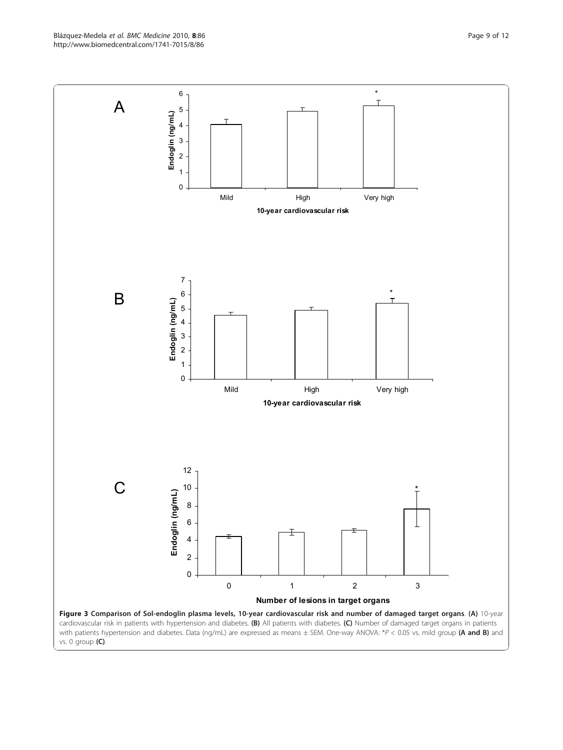A

B

C

**Figure 3 Comparison of Sol-endoglin plasma levels, 10-year cardiovascular risk and number of damaged target organs**. **(A)** 10-year cardiovascular risk in patients with hypertension and diabetes. **(B)** All patients with diabetes. **(C)** Number of damaged target organs in patients with patients hypertension and diabetes. Data (ng/mL) are expressed as means ± SEM. One-way ANOVA: *$P < 0.05$ vs. mild group **(A and B)** and vs. 0 group **(C)**.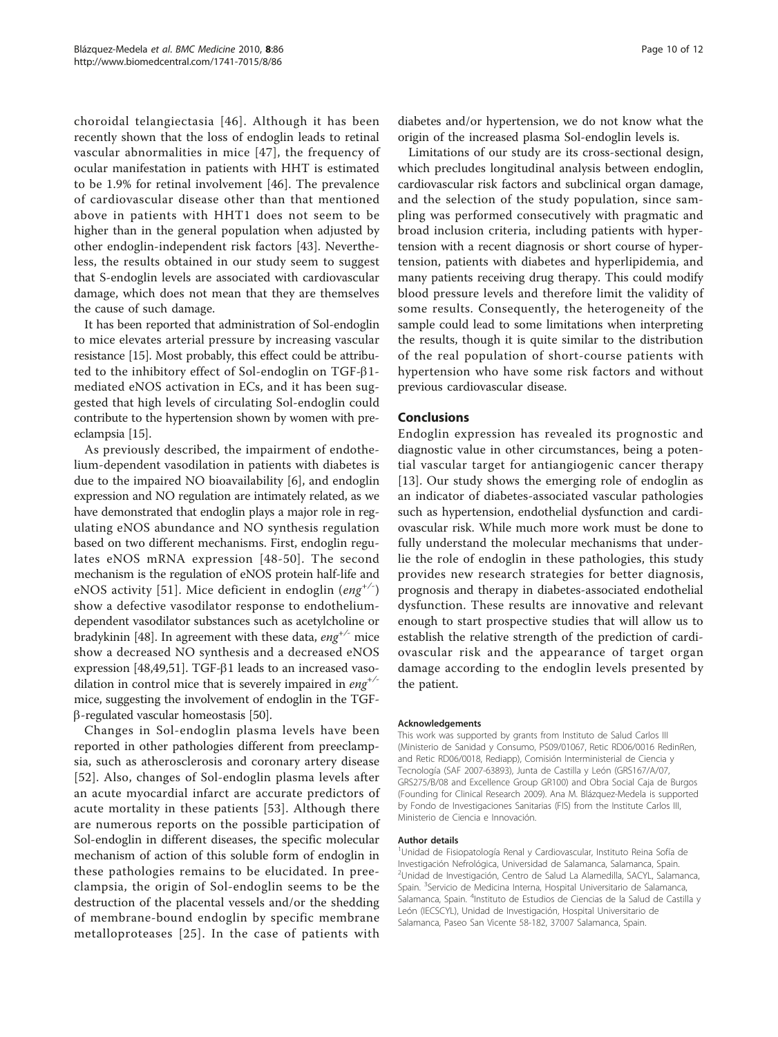choroidal telangiectasia [46]. Although it has been recently shown that the loss of endoglin leads to retinal vascular abnormalities in mice [47], the frequency of ocular manifestation in patients with HHT is estimated to be 1.9% for retinal involvement [46]. The prevalence of cardiovascular disease other than that mentioned above in patients with HHT1 does not seem to be higher than in the general population when adjusted by other endoglin-independent risk factors [43]. Nevertheless, the results obtained in our study seem to suggest that S-endoglin levels are associated with cardiovascular damage, which does not mean that they are themselves the cause of such damage.

It has been reported that administration of Sol-endoglin to mice elevates arterial pressure by increasing vascular resistance [15]. Most probably, this effect could be attributed to the inhibitory effect of Sol-endoglin on TGF-β1-mediated eNOS activation in ECs, and it has been suggested that high levels of circulating Sol-endoglin could contribute to the hypertension shown by women with preeclampsia [15].

As previously described, the impairment of endothelium-dependent vasodilation in patients with diabetes is due to the impaired NO bioavailability [6], and endoglin expression and NO regulation are intimately related, as we have demonstrated that endoglin plays a major role in regulating eNOS abundance and NO synthesis regulation based on two different mechanisms. First, endoglin regulates eNOS mRNA expression [48-50]. The second mechanism is the regulation of eNOS protein half-life and eNOS activity [51]. Mice deficient in endoglin (*eng*$^{+/-}$) show a defective vasodilator response to endothelium-dependent vasodilator substances such as acetylcholine or bradykinin [48]. In agreement with these data, *eng*$^{+/-}$ mice show a decreased NO synthesis and a decreased eNOS expression [48,49,51]. TGF-β1 leads to an increased vasodilation in control mice that is severely impaired in *eng*$^{+/-}$ mice, suggesting the involvement of endoglin in the TGF-β-regulated vascular homeostasis [50].

Changes in Sol-endoglin plasma levels have been reported in other pathologies different from preeclampsia, such as atherosclerosis and coronary artery disease [52]. Also, changes of Sol-endoglin plasma levels after an acute myocardial infarct are accurate predictors of acute mortality in these patients [53]. Although there are numerous reports on the possible participation of Sol-endoglin in different diseases, the specific molecular mechanism of action of this soluble form of endoglin in these pathologies remains to be elucidated. In preeclampsia, the origin of Sol-endoglin seems to be the destruction of the placental vessels and/or the shedding of membrane-bound endoglin by specific membrane metalloproteases [25]. In the case of patients with diabetes and/or hypertension, we do not know what the origin of the increased plasma Sol-endoglin levels is.

Limitations of our study are its cross-sectional design, which precludes longitudinal analysis between endoglin, cardiovascular risk factors and subclinical organ damage, and the selection of the study population, since sampling was performed consecutively with pragmatic and broad inclusion criteria, including patients with hypertension with a recent diagnosis or short course of hypertension, patients with diabetes and hyperlipidemia, and many patients receiving drug therapy. This could modify blood pressure levels and therefore limit the validity of some results. Consequently, the heterogeneity of the sample could lead to some limitations when interpreting the results, though it is quite similar to the distribution of the real population of short-course patients with hypertension who have some risk factors and without previous cardiovascular disease.

## Conclusions

Endoglin expression has revealed its prognostic and diagnostic value in other circumstances, being a potential vascular target for antiangiogenic cancer therapy [13]. Our study shows the emerging role of endoglin as an indicator of diabetes-associated vascular pathologies such as hypertension, endothelial dysfunction and cardiovascular risk. While much more work must be done to fully understand the molecular mechanisms that underlie the role of endoglin in these pathologies, this study provides new research strategies for better diagnosis, prognosis and therapy in diabetes-associated endothelial dysfunction. These results are innovative and relevant enough to start prospective studies that will allow us to establish the relative strength of the prediction of cardiovascular risk and the appearance of target organ damage according to the endoglin levels presented by the patient.

#### Acknowledgements

This work was supported by grants from Instituto de Salud Carlos III (Ministerio de Sanidad y Consumo, PS09/01067, Retic RD06/0016 RedinRen, and Retic RD06/0018, Rediapp), Comisión Interministerial de Ciencia y Tecnología (SAF 2007-63893), Junta de Castilla y León (GRS167/A/07, GRS275/B/08 and Excellence Group GR100) and Obra Social Caja de Burgos (Founding for Clinical Research 2009). Ana M. Blázquez-Medela is supported by Fondo de Investigaciones Sanitarias (FIS) from the Institute Carlos III, Ministerio de Ciencia e Innovación.

#### Author details

[1]Unidad de Fisiopatología Renal y Cardiovascular, Instituto Reina Sofía de Investigación Nefrológica, Universidad de Salamanca, Salamanca, Spain. [2]Unidad de Investigación, Centro de Salud La Alamedilla, SACYL, Salamanca, Spain. [3]Servicio de Medicina Interna, Hospital Universitario de Salamanca, Salamanca, Spain. [4]Instituto de Estudios de Ciencias de la Salud de Castilla y León (IECSCYL), Unidad de Investigación, Hospital Universitario de Salamanca, Paseo San Vicente 58-182, 37007 Salamanca, Spain.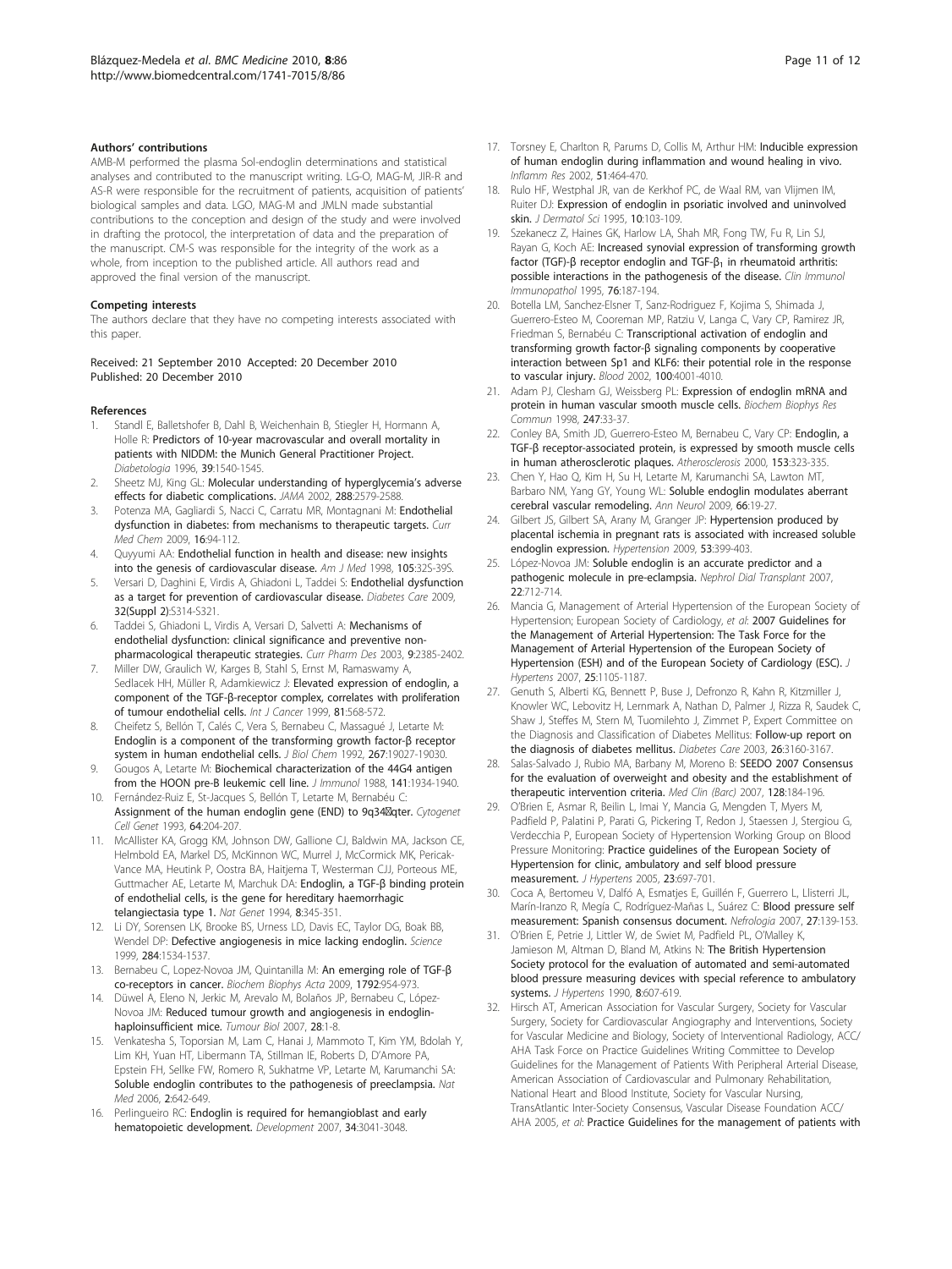### Authors' contributions

AMB-M performed the plasma Sol-endoglin determinations and statistical analyses and contributed to the manuscript writing. LG-O, MAG-M, JIR-R and AS-R were responsible for the recruitment of patients, acquisition of patients' biological samples and data. LGO, MAG-M and JMLN made substantial contributions to the conception and design of the study and were involved in drafting the protocol, the interpretation of data and the preparation of the manuscript. CM-S was responsible for the integrity of the work as a whole, from inception to the published article. All authors read and approved the final version of the manuscript.

### Competing interests

The authors declare that they have no competing interests associated with this paper.

Received: 21 September 2010 Accepted: 20 December 2010
Published: 20 December 2010

### References

1. Standl E, Balletshofer B, Dahl B, Weichenhain B, Stiegler H, Hormann A, Holle R: **Predictors of 10-year macrovascular and overall mortality in patients with NIDDM: the Munich General Practitioner Project.** *Diabetologia* 1996, **39**:1540-1545.
2. Sheetz MJ, King GL: **Molecular understanding of hyperglycemia's adverse effects for diabetic complications.** *JAMA* 2002, **288**:2579-2588.
3. Potenza MA, Gagliardi S, Nacci C, Carratu MR, Montagnani M: **Endothelial dysfunction in diabetes: from mechanisms to therapeutic targets.** *Curr Med Chem* 2009, **16**:94-112.
4. Quyyumi AA: **Endothelial function in health and disease: new insights into the genesis of cardiovascular disease.** *Am J Med* 1998, **105**:32S-39S.
5. Versari D, Daghini E, Virdis A, Ghiadoni L, Taddei S: **Endothelial dysfunction as a target for prevention of cardiovascular disease.** *Diabetes Care* 2009, **32(Suppl 2)**:S314-S321.
6. Taddei S, Ghiadoni L, Virdis A, Versari D, Salvetti A: **Mechanisms of endothelial dysfunction: clinical significance and preventive non-pharmacological therapeutic strategies.** *Curr Pharm Des* 2003, **9**:2385-2402.
7. Miller DW, Graulich W, Karges B, Stahl S, Ernst M, Ramaswamy A, Sedlacek HH, Müller R, Adamkiewicz J: **Elevated expression of endoglin, a component of the TGF-β-receptor complex, correlates with proliferation of tumour endothelial cells.** *Int J Cancer* 1999, **81**:568-572.
8. Cheifetz S, Bellón T, Calés C, Vera S, Bernabeu C, Massagué J, Letarte M: **Endoglin is a component of the transforming growth factor-β receptor system in human endothelial cells.** *J Biol Chem* 1992, **267**:19027-19030.
9. Gougos A, Letarte M: **Biochemical characterization of the 44G4 antigen from the HOON pre-B leukemic cell line.** *J Immunol* 1988, **141**:1934-1940.
10. Fernández-Ruiz E, St-Jacques S, Bellón T, Letarte M, Bernabéu C: **Assignment of the human endoglin gene (END) to 9q34qter.** *Cytogenet Cell Genet* 1993, **64**:204-207.
11. McAllister KA, Grogg KM, Johnson DW, Gallione CJ, Baldwin MA, Jackson CE, Helmbold EA, Markel DS, McKinnon WC, Murrel J, McCormick MK, Pericak-Vance MA, Heutink P, Oostra BA, Haitjema T, Westerman CJJ, Porteous ME, Guttmacher AE, Letarte M, Marchuk DA: **Endoglin, a TGF-β binding protein of endothelial cells, is the gene for hereditary haemorrhagic telangiectasia type 1.** *Nat Genet* 1994, **8**:345-351.
12. Li DY, Sorensen LK, Brooke BS, Urness LD, Davis EC, Taylor DG, Boak BB, Wendel DP: **Defective angiogenesis in mice lacking endoglin.** *Science* 1999, **284**:1534-1537.
13. Bernabeu C, Lopez-Novoa JM, Quintanilla M: **An emerging role of TGF-β co-receptors in cancer.** *Biochem Biophys Acta* 2009, **1792**:954-973.
14. Düwel A, Eleno N, Jerkic M, Arevalo M, Bolaños JP, Bernabeu C, López-Novoa JM: **Reduced tumour growth and angiogenesis in endoglin-haploinsufficient mice.** *Tumour Biol* 2007, **28**:1-8.
15. Venkatesha S, Toporsian M, Lam C, Hanai J, Mammoto T, Kim YM, Bdolah Y, Lim KH, Yuan HT, Libermann TA, Stillman IE, Roberts D, D'Amore PA, Epstein FH, Sellke FW, Romero R, Sukhatme VP, Letarte M, Karumanchi SA: **Soluble endoglin contributes to the pathogenesis of preeclampsia.** *Nat Med* 2006, **2**:642-649.
16. Perlingueiro RC: **Endoglin is required for hemangioblast and early hematopoietic development.** *Development* 2007, **34**:3041-3048.
17. Torsney E, Charlton R, Parums D, Collis M, Arthur HM: **Inducible expression of human endoglin during inflammation and wound healing in vivo.** *Inflamm Res* 2002, **51**:464-470.
18. Rulo HF, Westphal JR, van de Kerkhof PC, de Waal RM, van Vlijmen IM, Ruiter DJ: **Expression of endoglin in psoriatic involved and uninvolved skin.** *J Dermatol Sci* 1995, **10**:103-109.
19. Szekanecz Z, Haines GK, Harlow LA, Shah MR, Fong TW, Fu R, Lin SJ, Rayan G, Koch AE: **Increased synovial expression of transforming growth factor (TGF)-β receptor endoglin and TGF-$\beta_1$ in rheumatoid arthritis: possible interactions in the pathogenesis of the disease.** *Clin Immunol Immunopathol* 1995, **76**:187-194.
20. Botella LM, Sanchez-Elsner T, Sanz-Rodriguez F, Kojima S, Shimada J, Guerrero-Esteo M, Cooreman MP, Ratziu V, Langa C, Vary CP, Ramirez JR, Friedman S, Bernabéu C: **Transcriptional activation of endoglin and transforming growth factor-β signaling components by cooperative interaction between Sp1 and KLF6: their potential role in the response to vascular injury.** *Blood* 2002, **100**:4001-4010.
21. Adam PJ, Clesham GJ, Weissberg PL: **Expression of endoglin mRNA and protein in human vascular smooth muscle cells.** *Biochem Biophys Res Commun* 1998, **247**:33-37.
22. Conley BA, Smith JD, Guerrero-Esteo M, Bernabeu C, Vary CP: **Endoglin, a TGF-β receptor-associated protein, is expressed by smooth muscle cells in human atherosclerotic plaques.** *Atherosclerosis* 2000, **153**:323-335.
23. Chen Y, Hao Q, Kim H, Su H, Letarte M, Karumanchi SA, Lawton MT, Barbaro NM, Yang GY, Young WL: **Soluble endoglin modulates aberrant cerebral vascular remodeling.** *Ann Neurol* 2009, **66**:19-27.
24. Gilbert JS, Gilbert SA, Arany M, Granger JP: **Hypertension produced by placental ischemia in pregnant rats is associated with increased soluble endoglin expression.** *Hypertension* 2009, **53**:399-403.
25. López-Novoa JM: **Soluble endoglin is an accurate predictor and a pathogenic molecule in pre-eclampsia.** *Nephrol Dial Transplant* 2007, **22**:712-714.
26. Mancia G, Management of Arterial Hypertension of the European Society of Hypertension; European Society of Cardiology, *et al*: **2007 Guidelines for the Management of Arterial Hypertension: The Task Force for the Management of Arterial Hypertension of the European Society of Hypertension (ESH) and of the European Society of Cardiology (ESC).** *J Hypertens* 2007, **25**:1105-1187.
27. Genuth S, Alberti KG, Bennett P, Buse J, Defronzo R, Kahn R, Kitzmiller J, Knowler WC, Lebovitz H, Lernmark A, Nathan D, Palmer J, Rizza R, Saudek C, Shaw J, Steffes M, Stern M, Tuomilehto J, Zimmet P, Expert Committee on the Diagnosis and Classification of Diabetes Mellitus: **Follow-up report on the diagnosis of diabetes mellitus.** *Diabetes Care* 2003, **26**:3160-3167.
28. Salas-Salvado J, Rubio MA, Barbany M, Moreno B: **SEEDO 2007 Consensus for the evaluation of overweight and obesity and the establishment of therapeutic intervention criteria.** *Med Clin (Barc)* 2007, **128**:184-196.
29. O'Brien E, Asmar R, Beilin L, Imai Y, Mancia G, Mengden T, Myers M, Padfield P, Palatini P, Parati G, Pickering T, Redon J, Staessen J, Stergiou G, Verdecchia P, European Society of Hypertension Working Group on Blood Pressure Monitoring: **Practice guidelines of the European Society of Hypertension for clinic, ambulatory and self blood pressure measurement.** *J Hypertens* 2005, **23**:697-701.
30. Coca A, Bertomeu V, Dalfó A, Esmatjes E, Guillén F, Guerrero L, Llisterri JL, Marín-Iranzo R, Megía C, Rodríguez-Mañas L, Suárez C: **Blood pressure self measurement: Spanish consensus document.** *Nefrologia* 2007, **27**:139-153.
31. O'Brien E, Petrie J, Littler W, de Swiet M, Padfield PL, O'Malley K, Jamieson M, Altman D, Bland M, Atkins N: **The British Hypertension Society protocol for the evaluation of automated and semi-automated blood pressure measuring devices with special reference to ambulatory systems.** *J Hypertens* 1990, **8**:607-619.
32. Hirsch AT, American Association for Vascular Surgery, Society for Vascular Surgery, Society for Cardiovascular Angiography and Interventions, Society for Vascular Medicine and Biology, Society of Interventional Radiology, ACC/AHA Task Force on Practice Guidelines Writing Committee to Develop Guidelines for the Management of Patients With Peripheral Arterial Disease, American Association of Cardiovascular and Pulmonary Rehabilitation, National Heart and Blood Institute, Society for Vascular Nursing, TransAtlantic Inter-Society Consensus, Vascular Disease Foundation ACC/AHA 2005, *et al*: **Practice Guidelines for the management of patients with**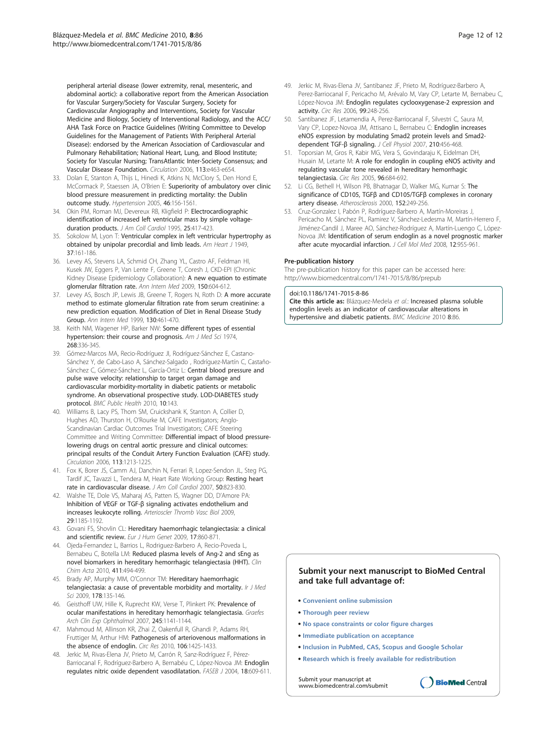peripheral arterial disease (lower extremity, renal, mesenteric, and abdominal aortic): a collaborative report from the American Association for Vascular Surgery/Society for Vascular Surgery, Society for Cardiovascular Angiography and Interventions, Society for Vascular Medicine and Biology, Society of Interventional Radiology, and the ACC/AHA Task Force on Practice Guidelines (Writing Committee to Develop Guidelines for the Management of Patients With Peripheral Arterial Disease): endorsed by the American Association of Cardiovascular and Pulmonary Rehabilitation; National Heart, Lung, and Blood Institute; Society for Vascular Nursing; TransAtlantic Inter-Society Consensus; and Vascular Disease Foundation. *Circulation* 2006, **113**:e463-e654.

33. Dolan E, Stanton A, Thijs L, Hinedi K, Atkins N, McClory S, Den Hond E, McCormack P, Staessen JA, O'Brien E: **Superiority of ambulatory over clinic blood pressure measurement in predicting mortality: the Dublin outcome study.** *Hypertension* 2005, **46**:156-1561.
34. Okin PM, Roman MJ, Devereux RB, Kligfield P: **Electrocardiographic identification of increased left ventricular mass by simple voltage-duration products.** *J Am Coll Cardiol* 1995, **25**:417-423.
35. Sokolow M, Lyon T: **Ventricular complex in left ventricular hypertrophy as obtained by unipolar precordial and limb leads.** *Am Heart J* 1949, **37**:161-186.
36. Levey AS, Stevens LA, Schmid CH, Zhang YL, Castro AF, Feldman HI, Kusek JW, Eggers P, Van Lente F, Greene T, Coresh J, CKD-EPI (Chronic Kidney Disease Epidemiology Collaboration): **A new equation to estimate glomerular filtration rate.** *Ann Intern Med* 2009, **150**:604-612.
37. Levey AS, Bosch JP, Lewis JB, Greene T, Rogers N, Roth D: **A more accurate method to estimate glomerular filtration rate from serum creatinine: a new prediction equation. Modification of Diet in Renal Disease Study Group.** *Ann Intern Med* 1999, **130**:461-470.
38. Keith NM, Wagener HP, Barker NW: **Some different types of essential hypertension: their course and prognosis.** *Am J Med Sci* 1974, **268**:336-345.
39. Gómez-Marcos MA, Recio-Rodríguez JI, Rodríguez-Sánchez E, Castano-Sánchez Y, de Cabo-Laso A, Sánchez-Salgado , Rodríguez-Martín C, Castaño-Sánchez C, Gómez-Sánchez L, García-Ortiz L: **Central blood pressure and pulse wave velocity: relationship to target organ damage and cardiovascular morbidity-mortality in diabetic patients or metabolic syndrome. An observational prospective study. LOD-DIABETES study protocol.** *BMC Public Health* 2010, **10**:143.
40. Williams B, Lacy PS, Thom SM, Cruickshank K, Stanton A, Collier D, Hughes AD, Thurston H, O'Rourke M, CAFE Investigators; Anglo-Scandinavian Cardiac Outcomes Trial Investigators; CAFE Steering Committee and Writing Committee: **Differential impact of blood pressure-lowering drugs on central aortic pressure and clinical outcomes: principal results of the Conduit Artery Function Evaluation (CAFE) study.** *Circulation* 2006, **113**:1213-1225.
41. Fox K, Borer JS, Camm AJ, Danchin N, Ferrari R, Lopez-Sendon JL, Steg PG, Tardif JC, Tavazzi L, Tendera M, Heart Rate Working Group: **Resting heart rate in cardiovascular disease.** *J Am Coll Cardiol* 2007, **50**:823-830.
42. Walshe TE, Dole VS, Maharaj AS, Patten IS, Wagner DD, D'Amore PA: **Inhibition of VEGF or TGF-β signaling activates endothelium and increases leukocyte rolling.** *Arterioscler Thromb Vasc Biol* 2009, **29**:1185-1192.
43. Govani FS, Shovlin CL: **Hereditary haemorrhagic telangiectasia: a clinical and scientific review.** *Eur J Hum Genet* 2009, **17**:860-871.
44. Ojeda-Fernandez L, Barrios L, Rodriguez-Barbero A, Recio-Poveda L, Bernabeu C, Botella LM: **Reduced plasma levels of Ang-2 and sEng as novel biomarkers in hereditary hemorrhagic telangiectasia (HHT).** *Clin Chim Acta* 2010, **411**:494-499.
45. Brady AP, Murphy MM, O'Connor TM: **Hereditary haemorrhagic telangiectasia: a cause of preventable morbidity and mortality.** *Ir J Med Sci* 2009, **178**:135-146.
46. Geisthoff UW, Hille K, Ruprecht KW, Verse T, Plinkert PK: **Prevalence of ocular manifestations in hereditary hemorrhagic telangiectasia.** *Graefes Arch Clin Exp Ophthalmol* 2007, **245**:1141-1144.
47. Mahmoud M, Allinson KR, Zhai Z, Oakenfull R, Ghandi P, Adams RH, Fruttiger M, Arthur HM: **Pathogenesis of arteriovenous malformations in the absence of endoglin.** *Circ Res* 2010, **106**:1425-1433.
48. Jerkic M, Rivas-Elena JV, Prieto M, Carrón R, Sanz-Rodríguez F, Pérez-Barriocanal F, Rodríguez-Barbero A, Bernabéu C, López-Novoa JM: **Endoglin regulates nitric oxide dependent vasodilatation.** *FASEB J* 2004, **18**:609-611.
49. Jerkic M, Rivas-Elena JV, Santibanez JF, Prieto M, Rodríguez-Barbero A, Perez-Barriocanal F, Pericacho M, Arévalo M, Vary CP, Letarte M, Bernabeu C, López-Novoa JM: **Endoglin regulates cyclooxygenase-2 expression and activity.** *Circ Res* 2006, **99**:248-256.
50. Santibanez JF, Letamendia A, Perez-Barriocanal F, Silvestri C, Saura M, Vary CP, Lopez-Novoa JM, Attisano L, Bernabeu C: **Endoglin increases eNOS expression by modulating Smad2 protein levels and Smad2-dependent TGF-β signaling.** *J Cell Physiol* 2007, **210**:456-468.
51. Toporsian M, Gros R, Kabir MG, Vera S, Govindaraju K, Eidelman DH, Husain M, Letarte M: **A role for endoglin in coupling eNOS activity and regulating vascular tone revealed in hereditary hemorrhagic telangiectasia.** *Circ Res* 2005, **96**:684-692.
52. Li CG, Bethell H, Wilson PB, Bhatnagar D, Walker MG, Kumar S: **The significance of CD105, TGFβ and CD105/TGFβ complexes in coronary artery disease.** *Atherosclerosis* 2000, **152**:249-256.
53. Cruz-Gonzalez I, Pabón P, Rodríguez-Barbero A, Martín-Moreiras J, Pericacho M, Sánchez PL, Ramirez V, Sánchez-Ledesma M, Martín-Herrero F, Jiménez-Candil J, Maree AO, Sánchez-Rodríguez A, Martín-Luengo C, López-Novoa JM: **Identification of serum endoglin as a novel prognostic marker after acute myocardial infarction.** *J Cell Mol Med* 2008, **12**:955-961.

### Pre-publication history

The pre-publication history for this paper can be accessed here: http://www.biomedcentral.com/1741-7015/8/86/prepub

doi:10.1186/1741-7015-8-86

**Cite this article as:** Blázquez-Medela *et al.*: **Increased plasma soluble endoglin levels as an indicator of cardiovascular alterations in hypertensive and diabetic patients.** *BMC Medicine* 2010 **8**:86.

**Submit your next manuscript to BioMed Central and take full advantage of:**

- Convenient online submission
- Thorough peer review
- No space constraints or color figure charges
- Immediate publication on acceptance
- Inclusion in PubMed, CAS, Scopus and Google Scholar
- Research which is freely available for redistribution

Submit your manuscript at www.biomedcentral.com/submit

BioMed Central